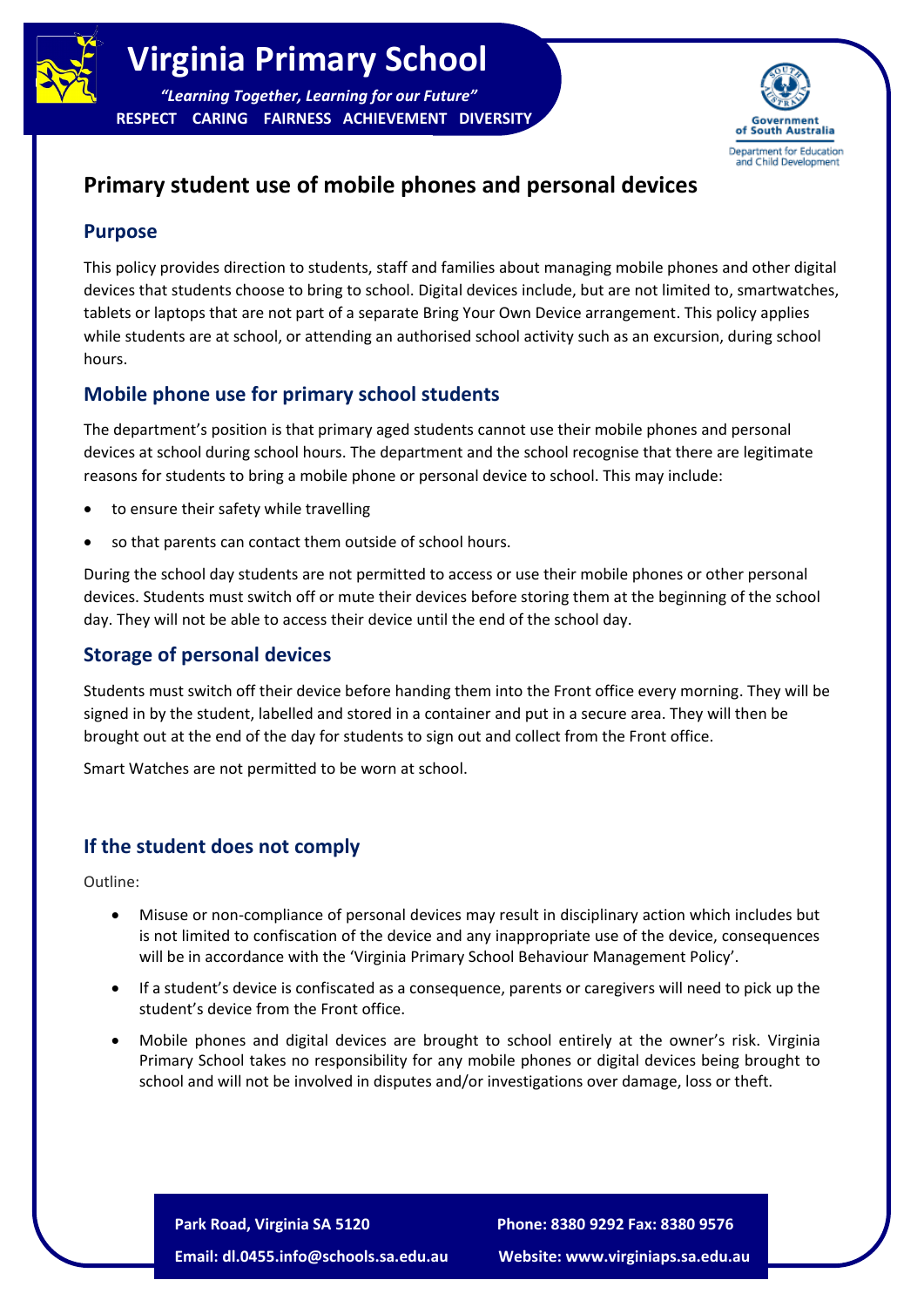# Virginia Primary School

*"Learning Together, Learning for our Future"*

**RESPECT CARING FAIRNESS ACHIEVEMENT DIVERSITY**

Government of South Australia
Department for Education and Child Development

## Primary student use of mobile phones and personal devices

### Purpose

This policy provides direction to students, staff and families about managing mobile phones and other digital devices that students choose to bring to school. Digital devices include, but are not limited to, smartwatches, tablets or laptops that are not part of a separate Bring Your Own Device arrangement. This policy applies while students are at school, or attending an authorised school activity such as an excursion, during school hours.

### Mobile phone use for primary school students

The department's position is that primary aged students cannot use their mobile phones and personal devices at school during school hours. The department and the school recognise that there are legitimate reasons for students to bring a mobile phone or personal device to school. This may include:

- to ensure their safety while travelling
- so that parents can contact them outside of school hours.

During the school day students are not permitted to access or use their mobile phones or other personal devices. Students must switch off or mute their devices before storing them at the beginning of the school day. They will not be able to access their device until the end of the school day.

### Storage of personal devices

Students must switch off their device before handing them into the Front office every morning. They will be signed in by the student, labelled and stored in a container and put in a secure area. They will then be brought out at the end of the day for students to sign out and collect from the Front office.

Smart Watches are not permitted to be worn at school.

### If the student does not comply

Outline:

- Misuse or non-compliance of personal devices may result in disciplinary action which includes but is not limited to confiscation of the device and any inappropriate use of the device, consequences will be in accordance with the 'Virginia Primary School Behaviour Management Policy'.
- If a student's device is confiscated as a consequence, parents or caregivers will need to pick up the student's device from the Front office.
- Mobile phones and digital devices are brought to school entirely at the owner's risk. Virginia Primary School takes no responsibility for any mobile phones or digital devices being brought to school and will not be involved in disputes and/or investigations over damage, loss or theft.

**Park Road, Virginia SA 5120** **Phone: 8380 9292 Fax: 8380 9576**

**Email: dl.0455.info@schools.sa.edu.au** **Website: www.virginiaps.sa.edu.au**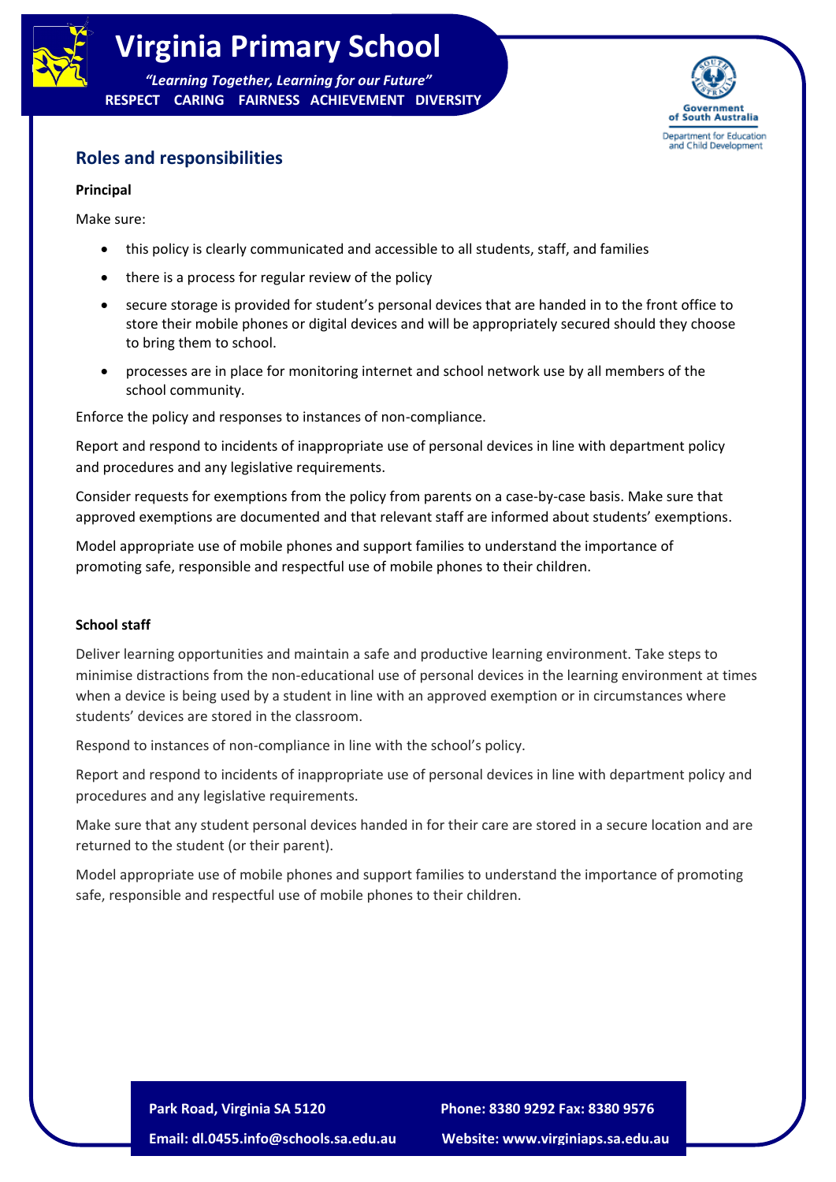## Roles and responsibilities

**Principal**

Make sure:

- this policy is clearly communicated and accessible to all students, staff, and families
- there is a process for regular review of the policy
- secure storage is provided for student's personal devices that are handed in to the front office to store their mobile phones or digital devices and will be appropriately secured should they choose to bring them to school.
- processes are in place for monitoring internet and school network use by all members of the school community.

Enforce the policy and responses to instances of non-compliance.

Report and respond to incidents of inappropriate use of personal devices in line with department policy and procedures and any legislative requirements.

Consider requests for exemptions from the policy from parents on a case-by-case basis. Make sure that approved exemptions are documented and that relevant staff are informed about students' exemptions.

Model appropriate use of mobile phones and support families to understand the importance of promoting safe, responsible and respectful use of mobile phones to their children.

**School staff**

Deliver learning opportunities and maintain a safe and productive learning environment. Take steps to minimise distractions from the non-educational use of personal devices in the learning environment at times when a device is being used by a student in line with an approved exemption or in circumstances where students' devices are stored in the classroom.

Respond to instances of non-compliance in line with the school's policy.

Report and respond to incidents of inappropriate use of personal devices in line with department policy and procedures and any legislative requirements.

Make sure that any student personal devices handed in for their care are stored in a secure location and are returned to the student (or their parent).

Model appropriate use of mobile phones and support families to understand the importance of promoting safe, responsible and respectful use of mobile phones to their children.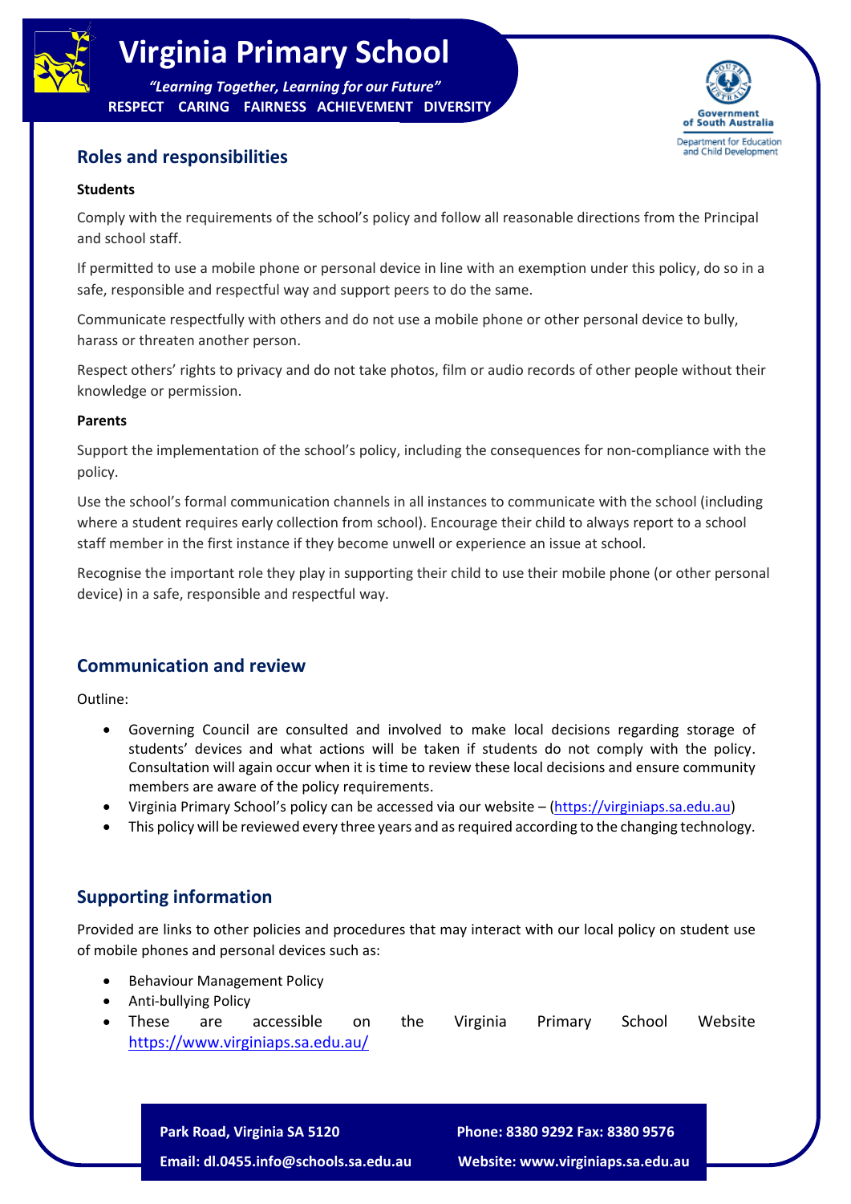## Roles and responsibilities

**Students**

Comply with the requirements of the school's policy and follow all reasonable directions from the Principal and school staff.

If permitted to use a mobile phone or personal device in line with an exemption under this policy, do so in a safe, responsible and respectful way and support peers to do the same.

Communicate respectfully with others and do not use a mobile phone or other personal device to bully, harass or threaten another person.

Respect others' rights to privacy and do not take photos, film or audio records of other people without their knowledge or permission.

**Parents**

Support the implementation of the school's policy, including the consequences for non-compliance with the policy.

Use the school's formal communication channels in all instances to communicate with the school (including where a student requires early collection from school). Encourage their child to always report to a school staff member in the first instance if they become unwell or experience an issue at school.

Recognise the important role they play in supporting their child to use their mobile phone (or other personal device) in a safe, responsible and respectful way.

## Communication and review

Outline:

- Governing Council are consulted and involved to make local decisions regarding storage of students' devices and what actions will be taken if students do not comply with the policy. Consultation will again occur when it is time to review these local decisions and ensure community members are aware of the policy requirements.
- Virginia Primary School's policy can be accessed via our website – (https://virginiaps.sa.edu.au)
- This policy will be reviewed every three years and as required according to the changing technology.

## Supporting information

Provided are links to other policies and procedures that may interact with our local policy on student use of mobile phones and personal devices such as:

- Behaviour Management Policy
- Anti-bullying Policy
- These are accessible on the Virginia Primary School Website https://www.virginiaps.sa.edu.au/